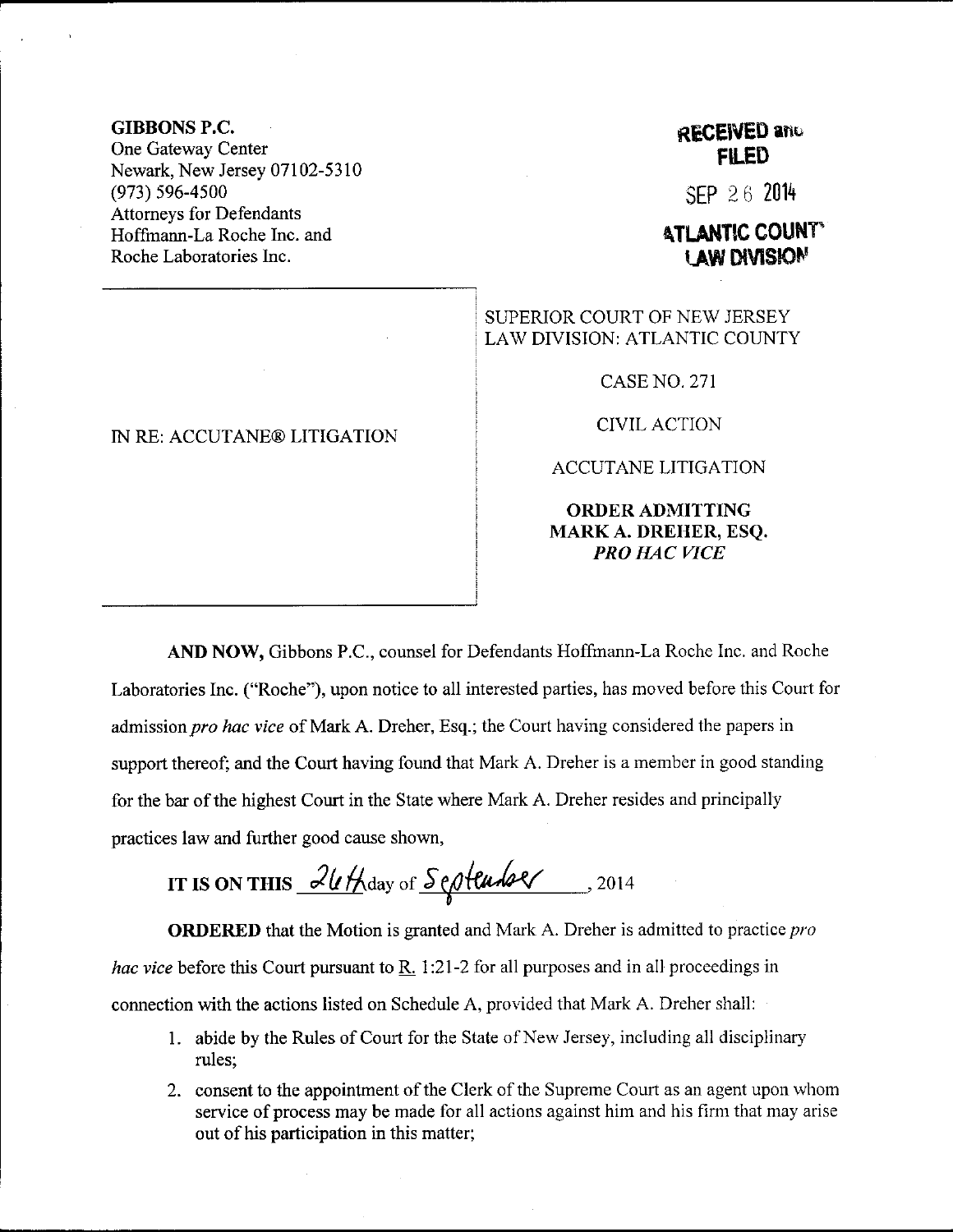**GIBBONS P.C.**
One Gateway Center
Newark, New Jersey 07102-5310
(973) 596-4500
Attorneys for Defendants
Hoffmann-La Roche Inc. and
Roche Laboratories Inc.

**RECEIVED and FILED**

SEP 26 2014

**ATLANTIC COUNTY LAW DIVISION**

IN RE: ACCUTANE® LITIGATION

SUPERIOR COURT OF NEW JERSEY
LAW DIVISION: ATLANTIC COUNTY

CASE NO. 271

CIVIL ACTION

ACCUTANE LITIGATION

**ORDER ADMITTING MARK A. DREHER, ESQ. *PRO HAC VICE***

**AND NOW,** Gibbons P.C., counsel for Defendants Hoffmann-La Roche Inc. and Roche Laboratories Inc. ("Roche"), upon notice to all interested parties, has moved before this Court for admission *pro hac vice* of Mark A. Dreher, Esq.; the Court having considered the papers in support thereof; and the Court having found that Mark A. Dreher is a member in good standing for the bar of the highest Court in the State where Mark A. Dreher resides and principally practices law and further good cause shown,

**IT IS ON THIS** 26th day of September, 2014

**ORDERED** that the Motion is granted and Mark A. Dreher is admitted to practice *pro hac vice* before this Court pursuant to R. 1:21-2 for all purposes and in all proceedings in connection with the actions listed on Schedule A, provided that Mark A. Dreher shall:

1. abide by the Rules of Court for the State of New Jersey, including all disciplinary rules;
2. consent to the appointment of the Clerk of the Supreme Court as an agent upon whom service of process may be made for all actions against him and his firm that may arise out of his participation in this matter;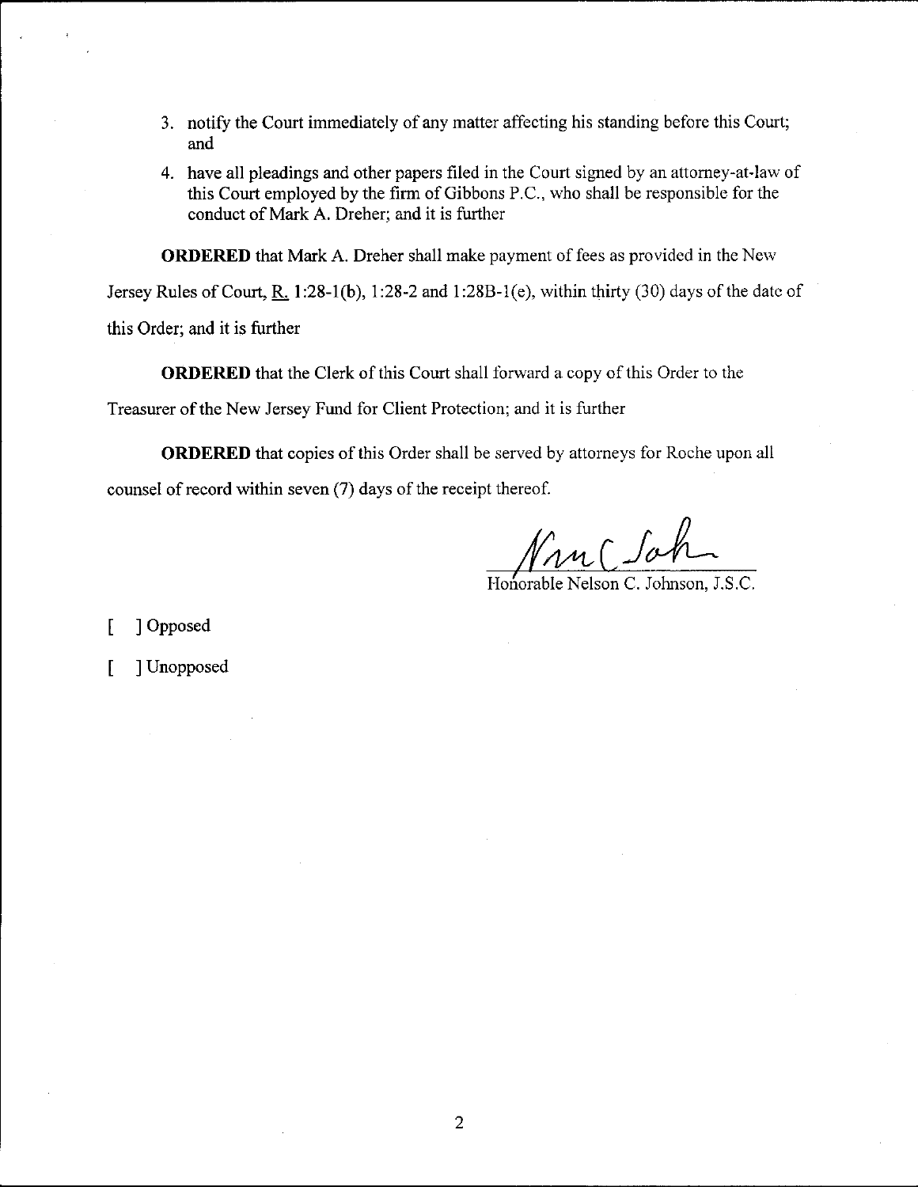3. notify the Court immediately of any matter affecting his standing before this Court; and

4. have all pleadings and other papers filed in the Court signed by an attorney-at-law of this Court employed by the firm of Gibbons P.C., who shall be responsible for the conduct of Mark A. Dreher; and it is further

**ORDERED** that Mark A. Dreher shall make payment of fees as provided in the New Jersey Rules of Court, R. 1:28-1(b), 1:28-2 and 1:28B-1(e), within thirty (30) days of the date of this Order; and it is further

**ORDERED** that the Clerk of this Court shall forward a copy of this Order to the Treasurer of the New Jersey Fund for Client Protection; and it is further

**ORDERED** that copies of this Order shall be served by attorneys for Roche upon all counsel of record within seven (7) days of the receipt thereof.

Honorable Nelson C. Johnson, J.S.C.

[ ] Opposed

[ ] Unopposed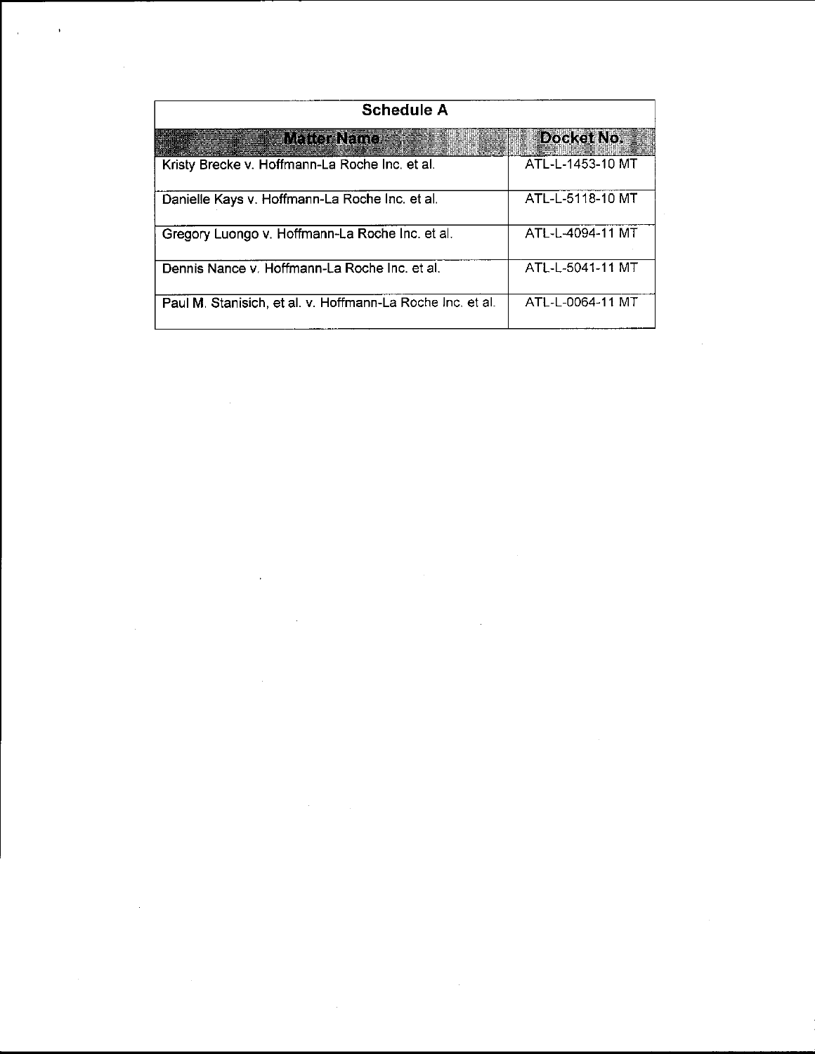## Schedule A

| Matter Name | Docket No. |
|---|---|
| Kristy Brecke v. Hoffmann-La Roche Inc. et al. | ATL-L-1453-10 MT |
| Danielle Kays v. Hoffmann-La Roche Inc. et al. | ATL-L-5118-10 MT |
| Gregory Luongo v. Hoffmann-La Roche Inc. et al. | ATL-L-4094-11 MT |
| Dennis Nance v. Hoffmann-La Roche Inc. et al. | ATL-L-5041-11 MT |
| Paul M. Stanisich, et al. v. Hoffmann-La Roche Inc. et al. | ATL-L-0064-11 MT |